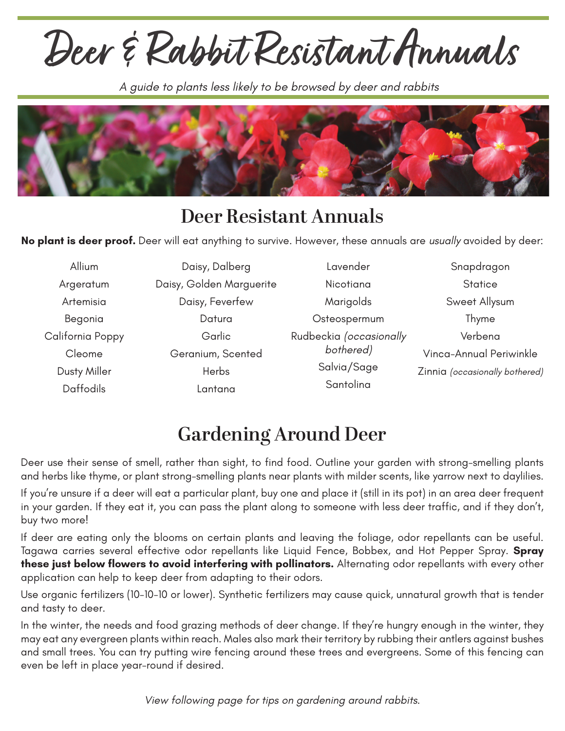# Deer & Rabbit Resistant Annuals

*A guide to plants less likely to be browsed by deer and rabbits*

## Deer Resistant Annuals

**No plant is deer proof.** Deer will eat anything to survive. However, these annuals are *usually* avoided by deer:

- Allium
- Argeratum
- Artemisia
- Begonia
- California Poppy
- Cleome
- Dusty Miller
- Daffodils
- Daisy, Dalberg
- Daisy, Golden Marguerite
- Daisy, Feverfew
- Datura
- Garlic
- Geranium, Scented
- Herbs
- Lantana
- Lavender
- Nicotiana
- Marigolds
- Osteospermum
- Rudbeckia *(occasionally bothered)*
- Salvia/Sage
- Santolina
- Snapdragon
- Statice
- Sweet Allysum
- Thyme
- Verbena
- Vinca-Annual Periwinkle
- Zinnia *(occasionally bothered)*

## Gardening Around Deer

Deer use their sense of smell, rather than sight, to find food. Outline your garden with strong-smelling plants and herbs like thyme, or plant strong-smelling plants near plants with milder scents, like yarrow next to daylilies.

If you're unsure if a deer will eat a particular plant, buy one and place it (still in its pot) in an area deer frequent in your garden. If they eat it, you can pass the plant along to someone with less deer traffic, and if they don't, buy two more!

If deer are eating only the blooms on certain plants and leaving the foliage, odor repellants can be useful. Tagawa carries several effective odor repellants like Liquid Fence, Bobbex, and Hot Pepper Spray. **Spray these just below flowers to avoid interfering with pollinators.** Alternating odor repellants with every other application can help to keep deer from adapting to their odors.

Use organic fertilizers (10-10-10 or lower). Synthetic fertilizers may cause quick, unnatural growth that is tender and tasty to deer.

In the winter, the needs and food grazing methods of deer change. If they're hungry enough in the winter, they may eat any evergreen plants within reach. Males also mark their territory by rubbing their antlers against bushes and small trees. You can try putting wire fencing around these trees and evergreens. Some of this fencing can even be left in place year-round if desired.

*View following page for tips on gardening around rabbits.*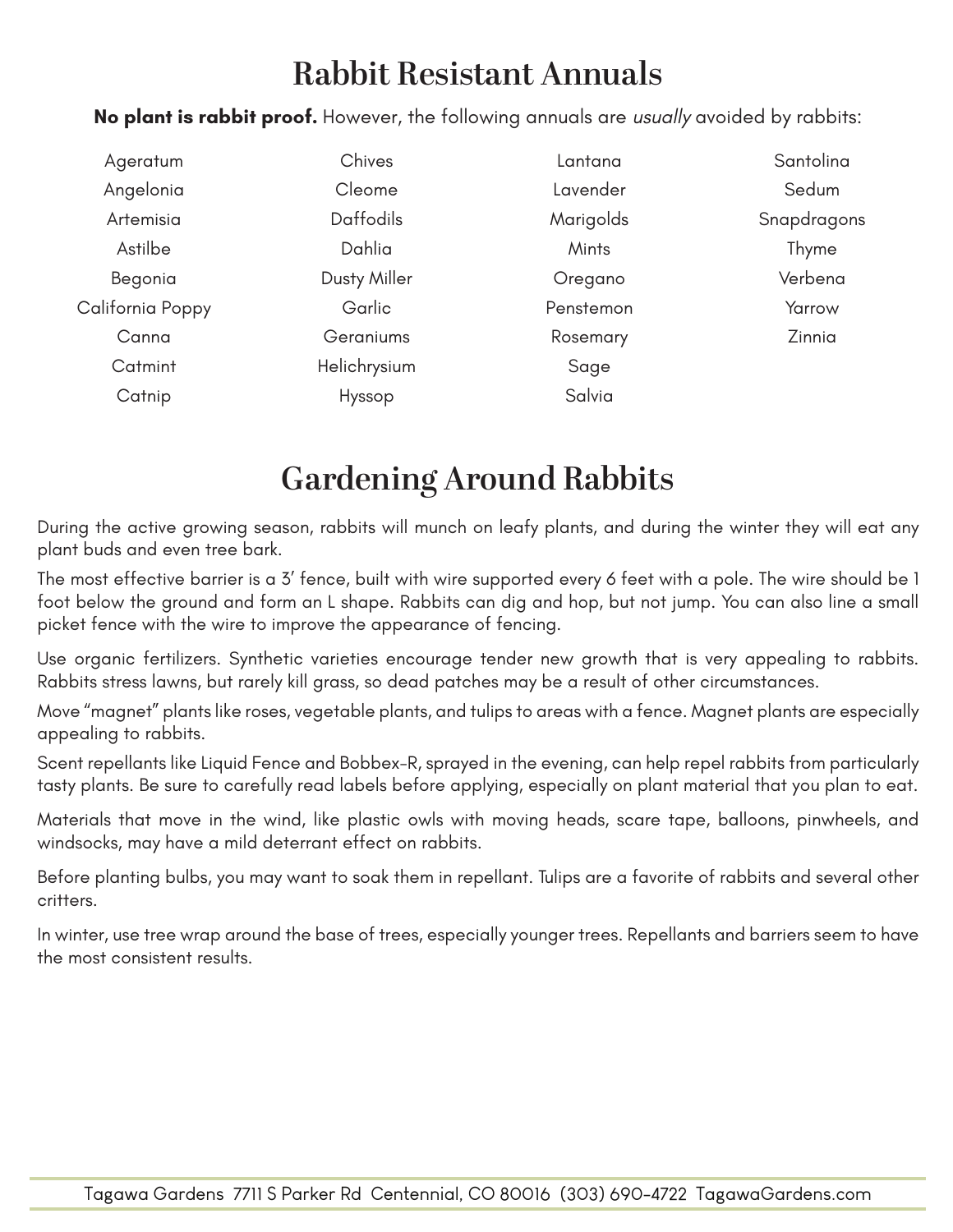# Rabbit Resistant Annuals

**No plant is rabbit proof.** However, the following annuals are *usually* avoided by rabbits:

- Ageratum
- Angelonia
- Artemisia
- Astilbe
- Begonia
- California Poppy
- Canna
- Catmint
- Catnip
- Chives
- Cleome
- Daffodils
- Dahlia
- Dusty Miller
- Garlic
- Geraniums
- Helichrysium
- Hyssop
- Lantana
- Lavender
- Marigolds
- Mints
- Oregano
- Penstemon
- Rosemary
- Sage
- Salvia
- Santolina
- Sedum
- Snapdragons
- Thyme
- Verbena
- Yarrow
- Zinnia

# Gardening Around Rabbits

During the active growing season, rabbits will munch on leafy plants, and during the winter they will eat any plant buds and even tree bark.

The most effective barrier is a 3' fence, built with wire supported every 6 feet with a pole. The wire should be 1 foot below the ground and form an L shape. Rabbits can dig and hop, but not jump. You can also line a small picket fence with the wire to improve the appearance of fencing.

Use organic fertilizers. Synthetic varieties encourage tender new growth that is very appealing to rabbits. Rabbits stress lawns, but rarely kill grass, so dead patches may be a result of other circumstances.

Move "magnet" plants like roses, vegetable plants, and tulips to areas with a fence. Magnet plants are especially appealing to rabbits.

Scent repellants like Liquid Fence and Bobbex-R, sprayed in the evening, can help repel rabbits from particularly tasty plants. Be sure to carefully read labels before applying, especially on plant material that you plan to eat.

Materials that move in the wind, like plastic owls with moving heads, scare tape, balloons, pinwheels, and windsocks, may have a mild deterrant effect on rabbits.

Before planting bulbs, you may want to soak them in repellant. Tulips are a favorite of rabbits and several other critters.

In winter, use tree wrap around the base of trees, especially younger trees. Repellants and barriers seem to have the most consistent results.

Tagawa Gardens 7711 S Parker Rd Centennial, CO 80016 (303) 690-4722 TagawaGardens.com